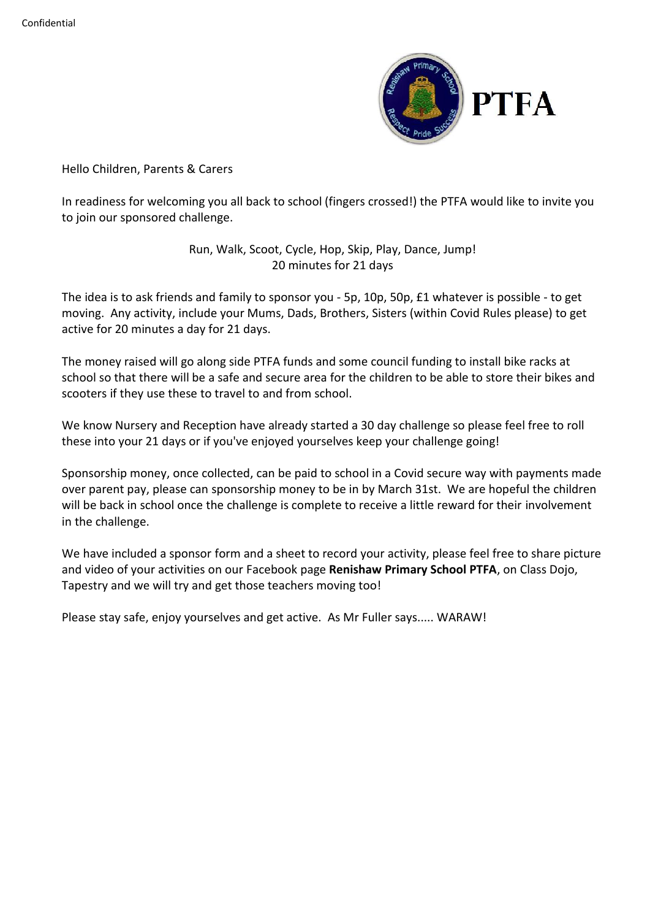Confidential

PTFA

Hello Children, Parents & Carers

In readiness for welcoming you all back to school (fingers crossed!) the PTFA would like to invite you to join our sponsored challenge.

Run, Walk, Scoot, Cycle, Hop, Skip, Play, Dance, Jump!
20 minutes for 21 days

The idea is to ask friends and family to sponsor you - 5p, 10p, 50p, £1 whatever is possible - to get moving. Any activity, include your Mums, Dads, Brothers, Sisters (within Covid Rules please) to get active for 20 minutes a day for 21 days.

The money raised will go along side PTFA funds and some council funding to install bike racks at school so that there will be a safe and secure area for the children to be able to store their bikes and scooters if they use these to travel to and from school.

We know Nursery and Reception have already started a 30 day challenge so please feel free to roll these into your 21 days or if you've enjoyed yourselves keep your challenge going!

Sponsorship money, once collected, can be paid to school in a Covid secure way with payments made over parent pay, please can sponsorship money to be in by March 31st. We are hopeful the children will be back in school once the challenge is complete to receive a little reward for their involvement in the challenge.

We have included a sponsor form and a sheet to record your activity, please feel free to share picture and video of your activities on our Facebook page **Renishaw Primary School PTFA**, on Class Dojo, Tapestry and we will try and get those teachers moving too!

Please stay safe, enjoy yourselves and get active. As Mr Fuller says..... WARAW!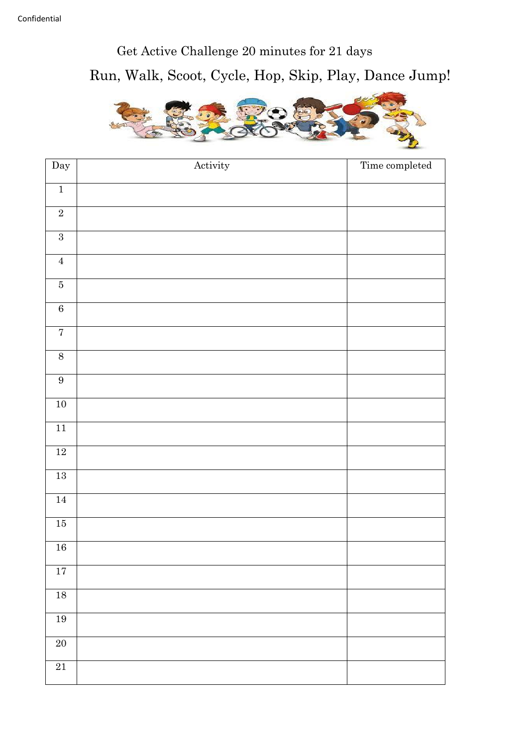Confidential

# Get Active Challenge 20 minutes for 21 days

## Run, Walk, Scoot, Cycle, Hop, Skip, Play, Dance Jump!

| Day | Activity | Time completed |
|---|---|---|
| 1 | | |
| 2 | | |
| 3 | | |
| 4 | | |
| 5 | | |
| 6 | | |
| 7 | | |
| 8 | | |
| 9 | | |
| 10 | | |
| 11 | | |
| 12 | | |
| 13 | | |
| 14 | | |
| 15 | | |
| 16 | | |
| 17 | | |
| 18 | | |
| 19 | | |
| 20 | | |
| 21 | | |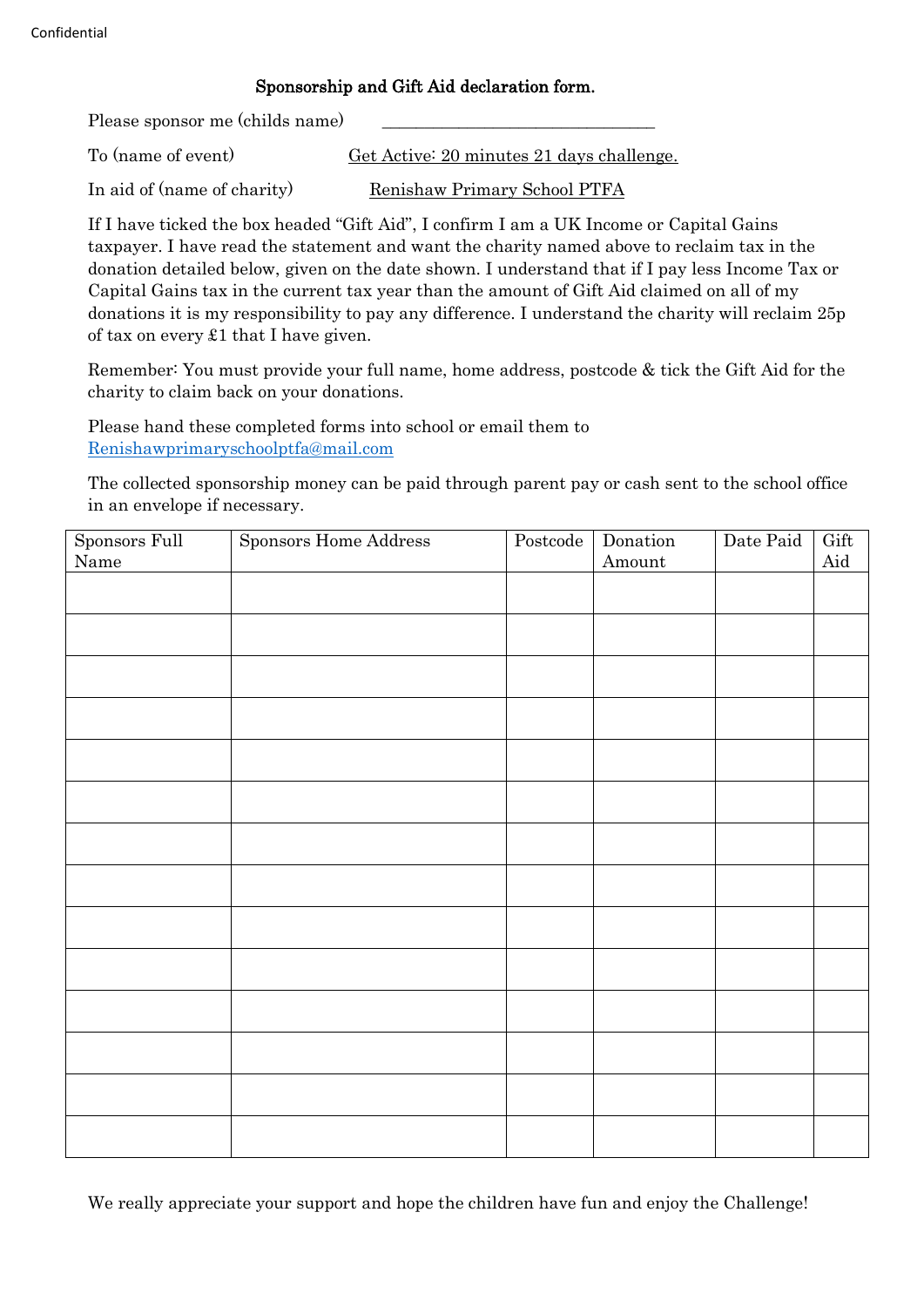Confidential

**Sponsorship and Gift Aid declaration form.**

Please sponsor me (childs name) \_\_\_\_\_\_\_\_\_\_\_\_\_\_\_\_\_\_\_\_\_\_\_\_\_\_\_\_\_\_\_\_

To (name of event) Get Active: 20 minutes 21 days challenge.

In aid of (name of charity) Renishaw Primary School PTFA

If I have ticked the box headed "Gift Aid", I confirm I am a UK Income or Capital Gains taxpayer. I have read the statement and want the charity named above to reclaim tax in the donation detailed below, given on the date shown. I understand that if I pay less Income Tax or Capital Gains tax in the current tax year than the amount of Gift Aid claimed on all of my donations it is my responsibility to pay any difference. I understand the charity will reclaim 25p of tax on every £1 that I have given.

Remember: You must provide your full name, home address, postcode & tick the Gift Aid for the charity to claim back on your donations.

Please hand these completed forms into school or email them to Renishawprimaryschoolptfa@mail.com

The collected sponsorship money can be paid through parent pay or cash sent to the school office in an envelope if necessary.

| Sponsors Full Name | Sponsors Home Address | Postcode | Donation Amount | Date Paid | Gift Aid |
|---|---|---|---|---|---|
| | | | | | |
| | | | | | |
| | | | | | |
| | | | | | |
| | | | | | |
| | | | | | |
| | | | | | |
| | | | | | |
| | | | | | |
| | | | | | |
| | | | | | |
| | | | | | |
| | | | | | |
| | | | | | |

We really appreciate your support and hope the children have fun and enjoy the Challenge!